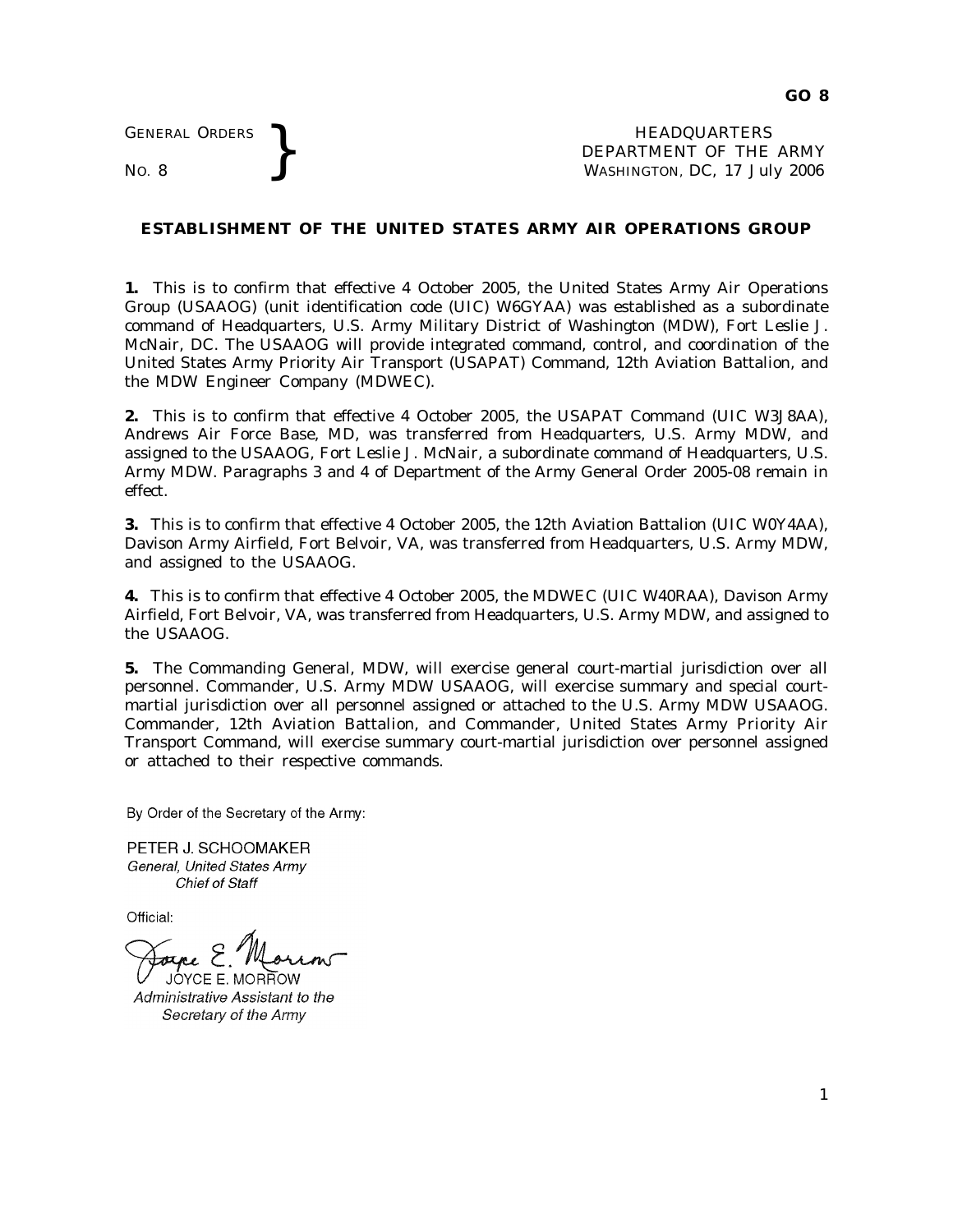GENERAL ORDERS
NO. 8

HEADQUARTERS
DEPARTMENT OF THE ARMY
WASHINGTON, DC, 17 July 2006

## ESTABLISHMENT OF THE UNITED STATES ARMY AIR OPERATIONS GROUP

**1.** This is to confirm that effective 4 October 2005, the United States Army Air Operations Group (USAAOG) (unit identification code (UIC) W6GYAA) was established as a subordinate command of Headquarters, U.S. Army Military District of Washington (MDW), Fort Leslie J. McNair, DC. The USAAOG will provide integrated command, control, and coordination of the United States Army Priority Air Transport (USAPAT) Command, 12th Aviation Battalion, and the MDW Engineer Company (MDWEC).

**2.** This is to confirm that effective 4 October 2005, the USAPAT Command (UIC W3J8AA), Andrews Air Force Base, MD, was transferred from Headquarters, U.S. Army MDW, and assigned to the USAAOG, Fort Leslie J. McNair, a subordinate command of Headquarters, U.S. Army MDW. Paragraphs 3 and 4 of Department of the Army General Order 2005-08 remain in effect.

**3.** This is to confirm that effective 4 October 2005, the 12th Aviation Battalion (UIC W0Y4AA), Davison Army Airfield, Fort Belvoir, VA, was transferred from Headquarters, U.S. Army MDW, and assigned to the USAAOG.

**4.** This is to confirm that effective 4 October 2005, the MDWEC (UIC W40RAA), Davison Army Airfield, Fort Belvoir, VA, was transferred from Headquarters, U.S. Army MDW, and assigned to the USAAOG.

**5.** The Commanding General, MDW, will exercise general court-martial jurisdiction over all personnel. Commander, U.S. Army MDW USAAOG, will exercise summary and special court-martial jurisdiction over all personnel assigned or attached to the U.S. Army MDW USAAOG. Commander, 12th Aviation Battalion, and Commander, United States Army Priority Air Transport Command, will exercise summary court-martial jurisdiction over personnel assigned or attached to their respective commands.

By Order of the Secretary of the Army:

PETER J. SCHOOMAKER
*General, United States Army*
*Chief of Staff*

Official:

JOYCE E. MORROW
*Administrative Assistant to the Secretary of the Army*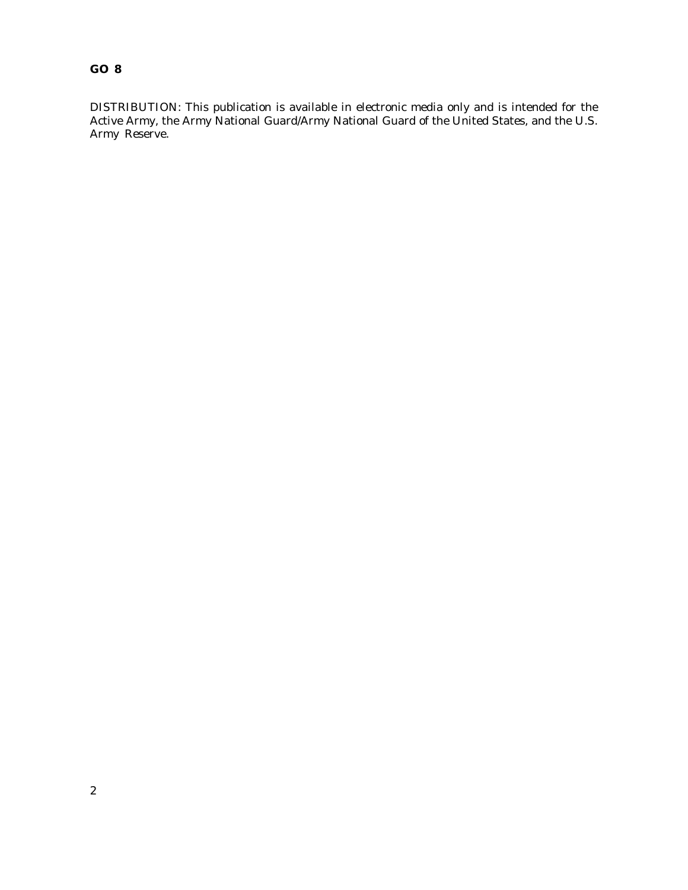**GO 8**

DISTRIBUTION: This publication is available in electronic media only and is intended for the Active Army, the Army National Guard/Army National Guard of the United States, and the U.S. Army Reserve.